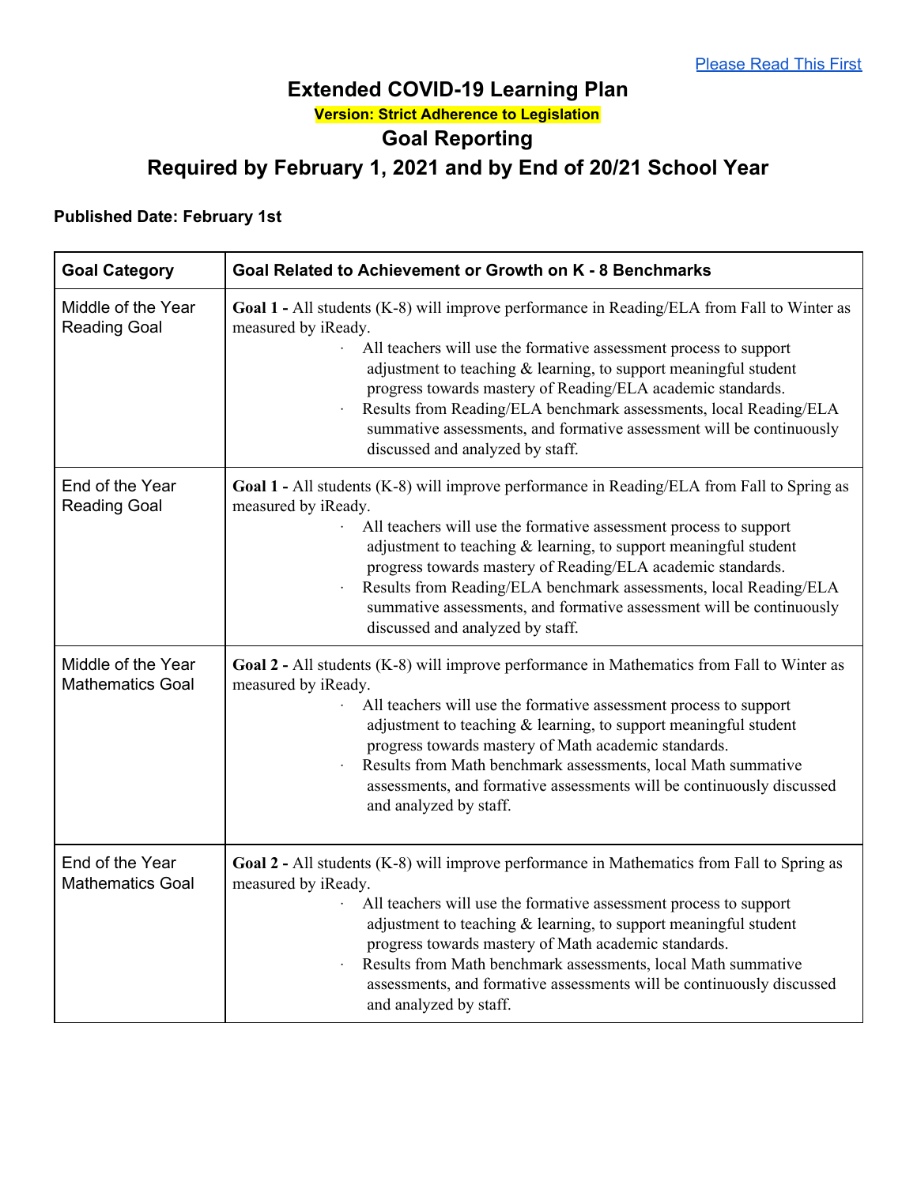[Please Read This First]

# Extended COVID-19 Learning Plan

**Version: Strict Adherence to Legislation**

## Goal Reporting

## Required by February 1, 2021 and by End of 20/21 School Year

**Published Date: February 1st**

| Goal Category | Goal Related to Achievement or Growth on K - 8 Benchmarks |
|---|---|
| Middle of the Year Reading Goal | **Goal 1 -** All students (K-8) will improve performance in Reading/ELA from Fall to Winter as measured by iReady.<br>· All teachers will use the formative assessment process to support adjustment to teaching & learning, to support meaningful student progress towards mastery of Reading/ELA academic standards.<br>· Results from Reading/ELA benchmark assessments, local Reading/ELA summative assessments, and formative assessment will be continuously discussed and analyzed by staff. |
| End of the Year Reading Goal | **Goal 1 -** All students (K-8) will improve performance in Reading/ELA from Fall to Spring as measured by iReady.<br>· All teachers will use the formative assessment process to support adjustment to teaching & learning, to support meaningful student progress towards mastery of Reading/ELA academic standards.<br>· Results from Reading/ELA benchmark assessments, local Reading/ELA summative assessments, and formative assessment will be continuously discussed and analyzed by staff. |
| Middle of the Year Mathematics Goal | **Goal 2 -** All students (K-8) will improve performance in Mathematics from Fall to Winter as measured by iReady.<br>· All teachers will use the formative assessment process to support adjustment to teaching & learning, to support meaningful student progress towards mastery of Math academic standards.<br>· Results from Math benchmark assessments, local Math summative assessments, and formative assessments will be continuously discussed and analyzed by staff. |
| End of the Year Mathematics Goal | **Goal 2 -** All students (K-8) will improve performance in Mathematics from Fall to Spring as measured by iReady.<br>· All teachers will use the formative assessment process to support adjustment to teaching & learning, to support meaningful student progress towards mastery of Math academic standards.<br>· Results from Math benchmark assessments, local Math summative assessments, and formative assessments will be continuously discussed and analyzed by staff. |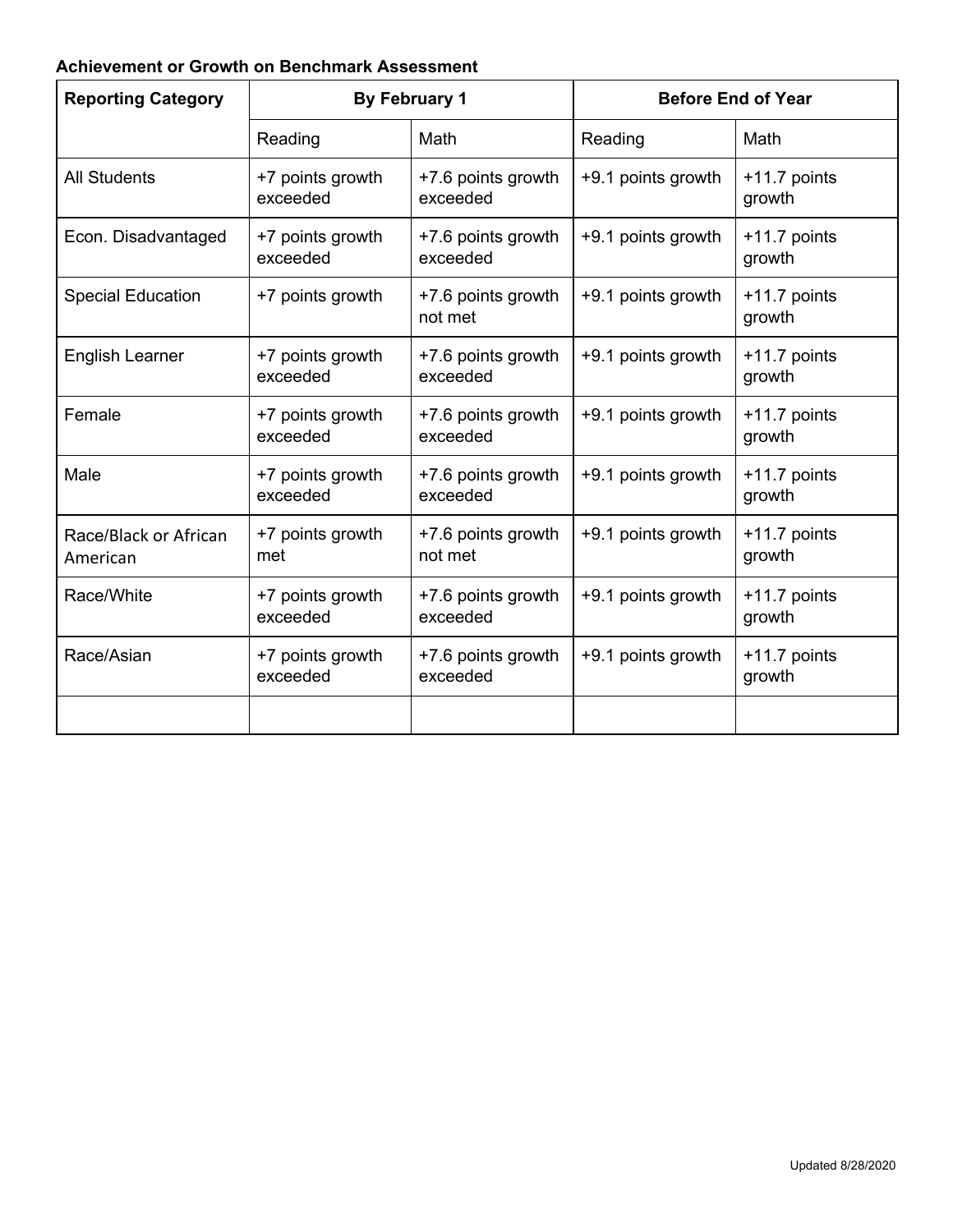**Achievement or Growth on Benchmark Assessment**

| Reporting Category | By February 1 | | Before End of Year | |
|---|---|---|---|---|
| | Reading | Math | Reading | Math |
| All Students | +7 points growth exceeded | +7.6 points growth exceeded | +9.1 points growth | +11.7 points growth |
| Econ. Disadvantaged | +7 points growth exceeded | +7.6 points growth exceeded | +9.1 points growth | +11.7 points growth |
| Special Education | +7 points growth | +7.6 points growth not met | +9.1 points growth | +11.7 points growth |
| English Learner | +7 points growth exceeded | +7.6 points growth exceeded | +9.1 points growth | +11.7 points growth |
| Female | +7 points growth exceeded | +7.6 points growth exceeded | +9.1 points growth | +11.7 points growth |
| Male | +7 points growth exceeded | +7.6 points growth exceeded | +9.1 points growth | +11.7 points growth |
| Race/Black or African American | +7 points growth met | +7.6 points growth not met | +9.1 points growth | +11.7 points growth |
| Race/White | +7 points growth exceeded | +7.6 points growth exceeded | +9.1 points growth | +11.7 points growth |
| Race/Asian | +7 points growth exceeded | +7.6 points growth exceeded | +9.1 points growth | +11.7 points growth |
| | | | | |

Updated 8/28/2020